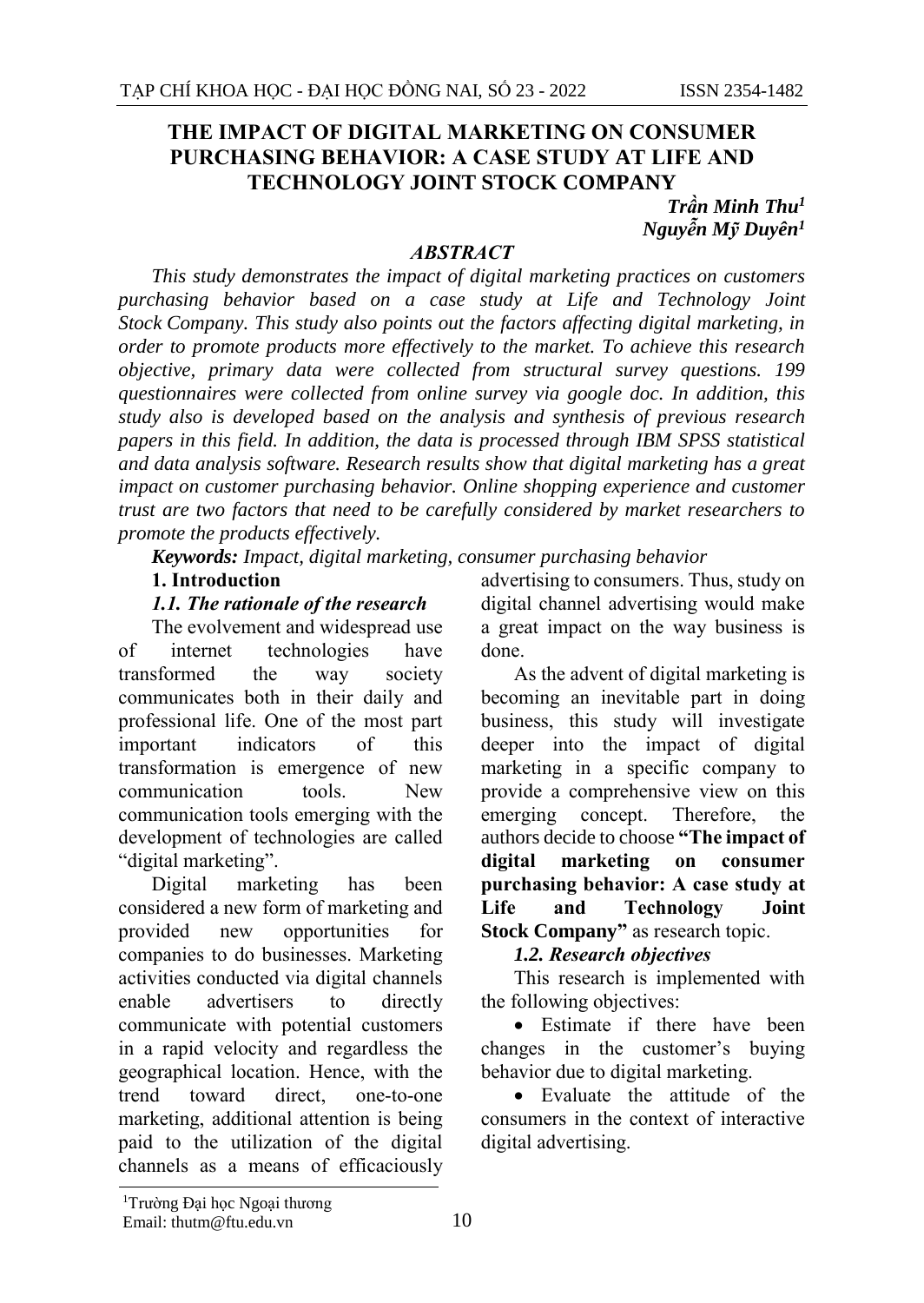# THE IMPACT OF DIGITAL MARKETING ON CONSUMER PURCHASING BEHAVIOR: A CASE STUDY AT LIFE AND TECHNOLOGY JOINT STOCK COMPANY

***Trần Minh Thu[1]***
***Nguyễn Mỹ Duyên[1]***

## ABSTRACT

*This study demonstrates the impact of digital marketing practices on customers purchasing behavior based on a case study at Life and Technology Joint Stock Company. This study also points out the factors affecting digital marketing, in order to promote products more effectively to the market. To achieve this research objective, primary data were collected from structural survey questions. 199 questionnaires were collected from online survey via google doc. In addition, this study also is developed based on the analysis and synthesis of previous research papers in this field. In addition, the data is processed through IBM SPSS statistical and data analysis software. Research results show that digital marketing has a great impact on customer purchasing behavior. Online shopping experience and customer trust are two factors that need to be carefully considered by market researchers to promote the products effectively.*

***Keywords:*** *Impact, digital marketing, consumer purchasing behavior*

## 1. Introduction

### *1.1. The rationale of the research*

The evolvement and widespread use of internet technologies have transformed the way society communicates both in their daily and professional life. One of the most part important indicators of this transformation is emergence of new communication tools. New communication tools emerging with the development of technologies are called "digital marketing".

Digital marketing has been considered a new form of marketing and provided new opportunities for companies to do businesses. Marketing activities conducted via digital channels enable advertisers to directly communicate with potential customers in a rapid velocity and regardless the geographical location. Hence, with the trend toward direct, one-to-one marketing, additional attention is being paid to the utilization of the digital channels as a means of efficaciously advertising to consumers. Thus, study on digital channel advertising would make a great impact on the way business is done.

As the advent of digital marketing is becoming an inevitable part in doing business, this study will investigate deeper into the impact of digital marketing in a specific company to provide a comprehensive view on this emerging concept. Therefore, the authors decide to choose **"The impact of digital marketing on consumer purchasing behavior: A case study at Life and Technology Joint Stock Company"** as research topic.

### *1.2. Research objectives*

This research is implemented with the following objectives:

- Estimate if there have been changes in the customer's buying behavior due to digital marketing.
- Evaluate the attitude of the consumers in the context of interactive digital advertising.

---

[1]Trường Đại học Ngoại thương
Email: thutm@ftu.edu.vn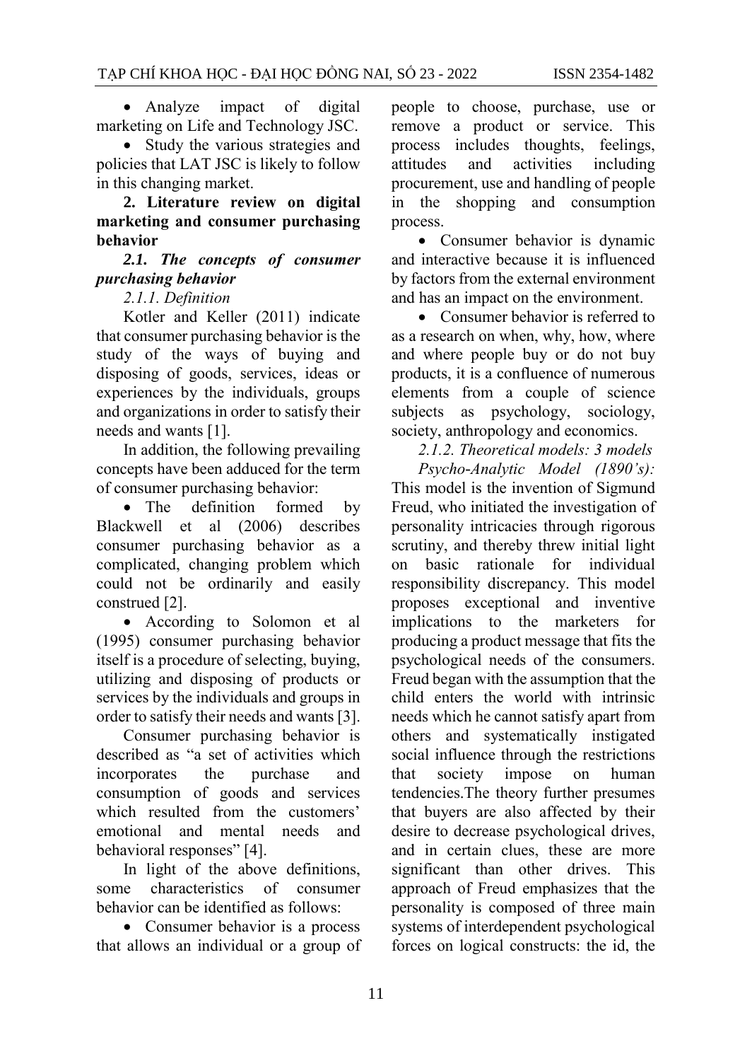- Analyze impact of digital marketing on Life and Technology JSC.
- Study the various strategies and policies that LAT JSC is likely to follow in this changing market.

## 2. Literature review on digital marketing and consumer purchasing behavior

### *2.1. The concepts of consumer purchasing behavior*

#### *2.1.1. Definition*

Kotler and Keller (2011) indicate that consumer purchasing behavior is the study of the ways of buying and disposing of goods, services, ideas or experiences by the individuals, groups and organizations in order to satisfy their needs and wants [1].

In addition, the following prevailing concepts have been adduced for the term of consumer purchasing behavior:

- The definition formed by Blackwell et al (2006) describes consumer purchasing behavior as a complicated, changing problem which could not be ordinarily and easily construed [2].
- According to Solomon et al (1995) consumer purchasing behavior itself is a procedure of selecting, buying, utilizing and disposing of products or services by the individuals and groups in order to satisfy their needs and wants [3].

Consumer purchasing behavior is described as "a set of activities which incorporates the purchase and consumption of goods and services which resulted from the customers' emotional and mental needs and behavioral responses" [4].

In light of the above definitions, some characteristics of consumer behavior can be identified as follows:

- Consumer behavior is a process that allows an individual or a group of people to choose, purchase, use or remove a product or service. This process includes thoughts, feelings, attitudes and activities including procurement, use and handling of people in the shopping and consumption process.
- Consumer behavior is dynamic and interactive because it is influenced by factors from the external environment and has an impact on the environment.
- Consumer behavior is referred to as a research on when, why, how, where and where people buy or do not buy products, it is a confluence of numerous elements from a couple of science subjects as psychology, sociology, society, anthropology and economics.

#### *2.1.2. Theoretical models: 3 models*

*Psycho-Analytic Model (1890's):* This model is the invention of Sigmund Freud, who initiated the investigation of personality intricacies through rigorous scrutiny, and thereby threw initial light on basic rationale for individual responsibility discrepancy. This model proposes exceptional and inventive implications to the marketers for producing a product message that fits the psychological needs of the consumers. Freud began with the assumption that the child enters the world with intrinsic needs which he cannot satisfy apart from others and systematically instigated social influence through the restrictions that society impose on human tendencies.The theory further presumes that buyers are also affected by their desire to decrease psychological drives, and in certain clues, these are more significant than other drives. This approach of Freud emphasizes that the personality is composed of three main systems of interdependent psychological forces on logical constructs: the id, the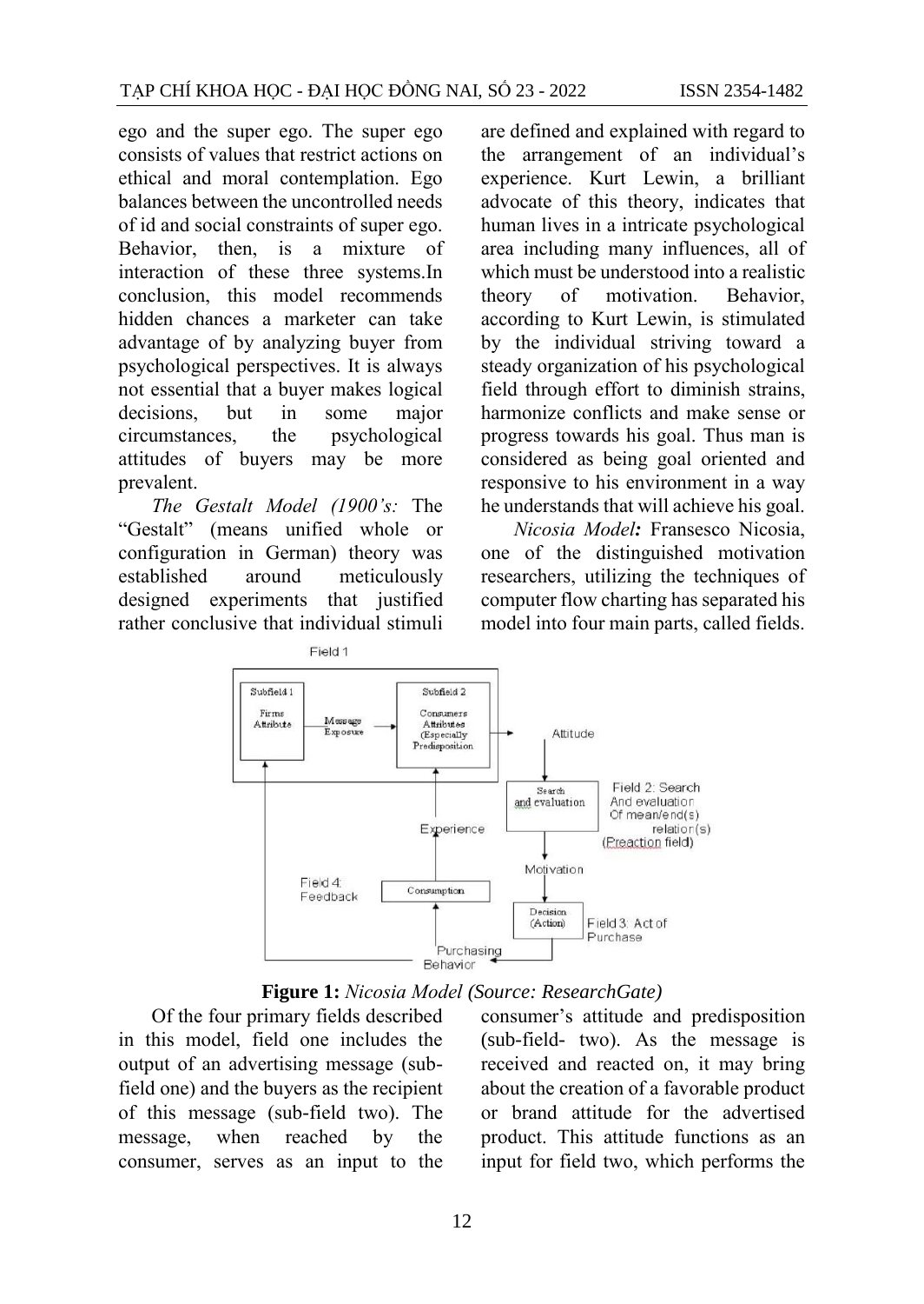ego and the super ego. The super ego consists of values that restrict actions on ethical and moral contemplation. Ego balances between the uncontrolled needs of id and social constraints of super ego. Behavior, then, is a mixture of interaction of these three systems.In conclusion, this model recommends hidden chances a marketer can take advantage of by analyzing buyer from psychological perspectives. It is always not essential that a buyer makes logical decisions, but in some major circumstances, the psychological attitudes of buyers may be more prevalent.

*The Gestalt Model (1900's):* The "Gestalt" (means unified whole or configuration in German) theory was established around meticulously designed experiments that justified rather conclusive that individual stimuli are defined and explained with regard to the arrangement of an individual's experience. Kurt Lewin, a brilliant advocate of this theory, indicates that human lives in a intricate psychological area including many influences, all of which must be understood into a realistic theory of motivation. Behavior, according to Kurt Lewin, is stimulated by the individual striving toward a steady organization of his psychological field through effort to diminish strains, harmonize conflicts and make sense or progress towards his goal. Thus man is considered as being goal oriented and responsive to his environment in a way he understands that will achieve his goal.

*Nicosia Model**:*** Fransesco Nicosia, one of the distinguished motivation researchers, utilizing the techniques of computer flow charting has separated his model into four main parts, called fields.

**Figure 1:** *Nicosia Model (Source: ResearchGate)*

Of the four primary fields described in this model, field one includes the output of an advertising message (sub-field one) and the buyers as the recipient of this message (sub-field two). The message, when reached by the consumer, serves as an input to the consumer's attitude and predisposition (sub-field- two). As the message is received and reacted on, it may bring about the creation of a favorable product or brand attitude for the advertised product. This attitude functions as an input for field two, which performs the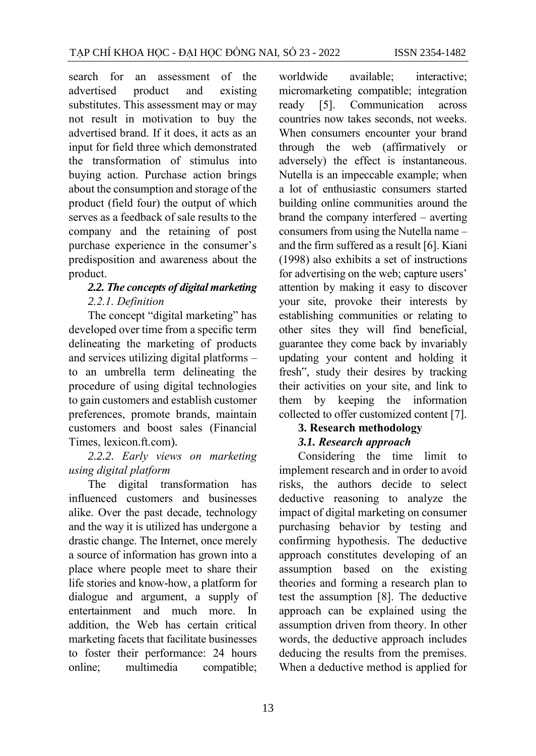search for an assessment of the advertised product and existing substitutes. This assessment may or may not result in motivation to buy the advertised brand. If it does, it acts as an input for field three which demonstrated the transformation of stimulus into buying action. Purchase action brings about the consumption and storage of the product (field four) the output of which serves as a feedback of sale results to the company and the retaining of post purchase experience in the consumer's predisposition and awareness about the product.

### *2.2. The concepts of digital marketing*

#### *2.2.1. Definition*

The concept "digital marketing" has developed over time from a specific term delineating the marketing of products and services utilizing digital platforms – to an umbrella term delineating the procedure of using digital technologies to gain customers and establish customer preferences, promote brands, maintain customers and boost sales (Financial Times, lexicon.ft.com).

#### *2.2.2. Early views on marketing using digital platform*

The digital transformation has influenced customers and businesses alike. Over the past decade, technology and the way it is utilized has undergone a drastic change. The Internet, once merely a source of information has grown into a place where people meet to share their life stories and know-how, a platform for dialogue and argument, a supply of entertainment and much more. In addition, the Web has certain critical marketing facets that facilitate businesses to foster their performance: 24 hours online; multimedia compatible; worldwide available; interactive; micromarketing compatible; integration ready [5]. Communication across countries now takes seconds, not weeks. When consumers encounter your brand through the web (affirmatively or adversely) the effect is instantaneous. Nutella is an impeccable example; when a lot of enthusiastic consumers started building online communities around the brand the company interfered – averting consumers from using the Nutella name – and the firm suffered as a result [6]. Kiani (1998) also exhibits a set of instructions for advertising on the web; capture users' attention by making it easy to discover your site, provoke their interests by establishing communities or relating to other sites they will find beneficial, guarantee they come back by invariably updating your content and holding it fresh", study their desires by tracking their activities on your site, and link to them by keeping the information collected to offer customized content [7].

## 3. Research methodology

### *3.1. Research approach*

Considering the time limit to implement research and in order to avoid risks, the authors decide to select deductive reasoning to analyze the impact of digital marketing on consumer purchasing behavior by testing and confirming hypothesis. The deductive approach constitutes developing of an assumption based on the existing theories and forming a research plan to test the assumption [8]. The deductive approach can be explained using the assumption driven from theory. In other words, the deductive approach includes deducing the results from the premises. When a deductive method is applied for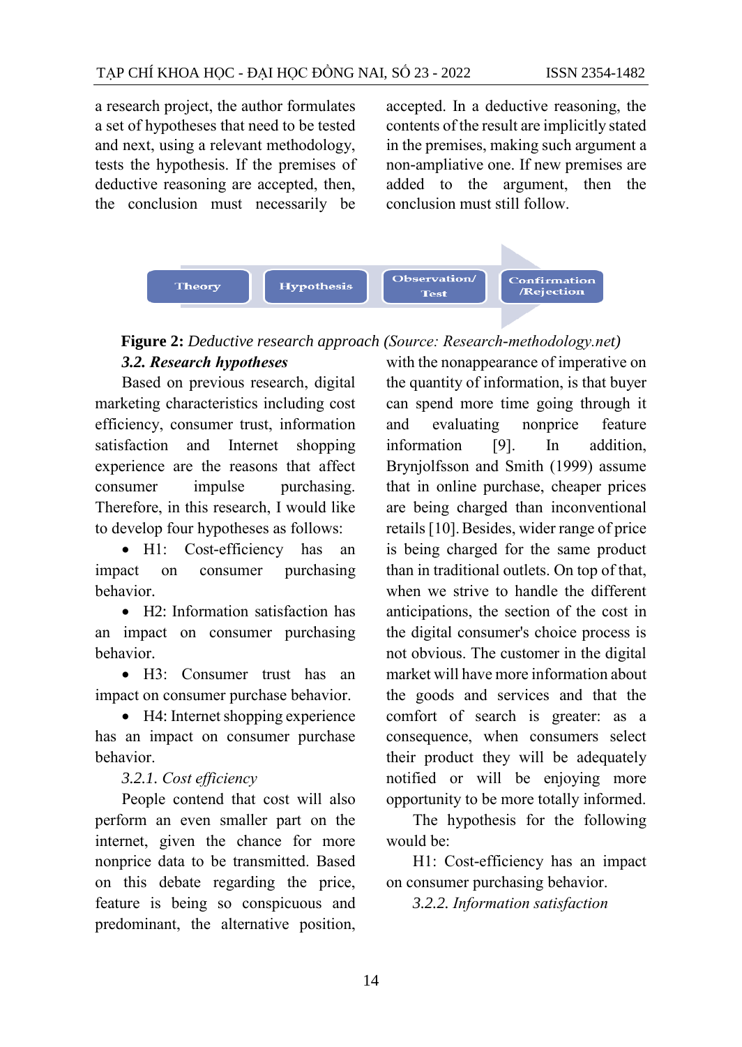a research project, the author formulates a set of hypotheses that need to be tested and next, using a relevant methodology, tests the hypothesis. If the premises of deductive reasoning are accepted, then, the conclusion must necessarily be accepted. In a deductive reasoning, the contents of the result are implicitly stated in the premises, making such argument a non-ampliative one. If new premises are added to the argument, then the conclusion must still follow.

Theory
Hypothesis
Observation/ Test
Confirmation /Rejection

**Figure 2:** *Deductive research approach (Source: Research-methodology.net)*

### *3.2. Research hypotheses*

Based on previous research, digital marketing characteristics including cost efficiency, consumer trust, information satisfaction and Internet shopping experience are the reasons that affect consumer impulse purchasing. Therefore, in this research, I would like to develop four hypotheses as follows:

- H1: Cost-efficiency has an impact on consumer purchasing behavior.
- H2: Information satisfaction has an impact on consumer purchasing behavior.
- H3: Consumer trust has an impact on consumer purchase behavior.
- H4: Internet shopping experience has an impact on consumer purchase behavior.

#### *3.2.1. Cost efficiency*

People contend that cost will also perform an even smaller part on the internet, given the chance for more nonprice data to be transmitted. Based on this debate regarding the price, feature is being so conspicuous and predominant, the alternative position, with the nonappearance of imperative on the quantity of information, is that buyer can spend more time going through it and evaluating nonprice feature information [9]. In addition, Brynjolfsson and Smith (1999) assume that in online purchase, cheaper prices are being charged than inconventional retails [10]. Besides, wider range of price is being charged for the same product than in traditional outlets. On top of that, when we strive to handle the different anticipations, the section of the cost in the digital consumer's choice process is not obvious. The customer in the digital market will have more information about the goods and services and that the comfort of search is greater: as a consequence, when consumers select their product they will be adequately notified or will be enjoying more opportunity to be more totally informed.

The hypothesis for the following would be:

H1: Cost-efficiency has an impact on consumer purchasing behavior.

#### *3.2.2. Information satisfaction*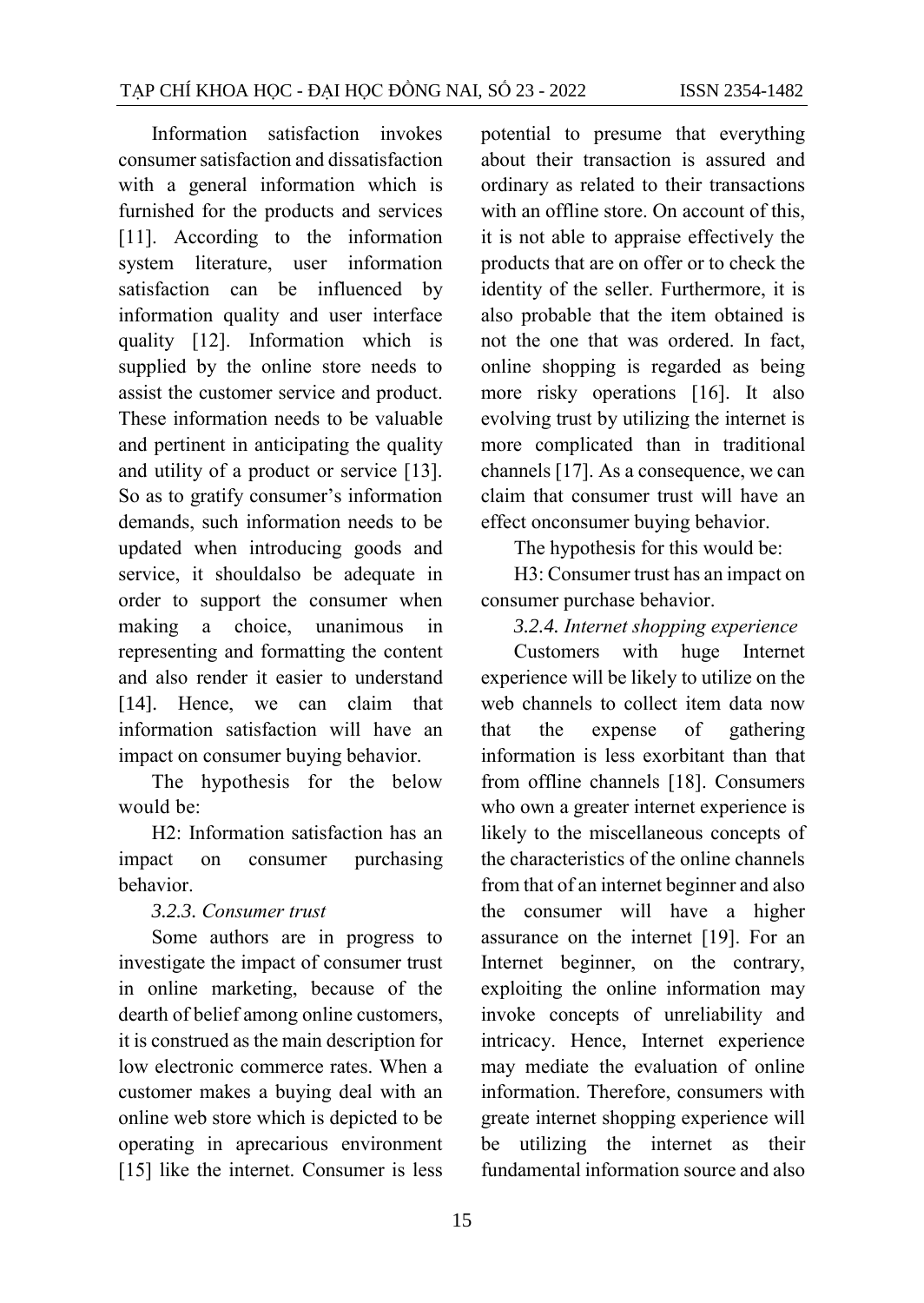Information satisfaction invokes consumer satisfaction and dissatisfaction with a general information which is furnished for the products and services [11]. According to the information system literature, user information satisfaction can be influenced by information quality and user interface quality [12]. Information which is supplied by the online store needs to assist the customer service and product. These information needs to be valuable and pertinent in anticipating the quality and utility of a product or service [13]. So as to gratify consumer's information demands, such information needs to be updated when introducing goods and service, it shouldalso be adequate in order to support the consumer when making a choice, unanimous in representing and formatting the content and also render it easier to understand [14]. Hence, we can claim that information satisfaction will have an impact on consumer buying behavior.

The hypothesis for the below would be:

H2: Information satisfaction has an impact on consumer purchasing behavior.

*3.2.3. Consumer trust*

Some authors are in progress to investigate the impact of consumer trust in online marketing, because of the dearth of belief among online customers, it is construed as the main description for low electronic commerce rates. When a customer makes a buying deal with an online web store which is depicted to be operating in aprecarious environment [15] like the internet. Consumer is less potential to presume that everything about their transaction is assured and ordinary as related to their transactions with an offline store. On account of this, it is not able to appraise effectively the products that are on offer or to check the identity of the seller. Furthermore, it is also probable that the item obtained is not the one that was ordered. In fact, online shopping is regarded as being more risky operations [16]. It also evolving trust by utilizing the internet is more complicated than in traditional channels [17]. As a consequence, we can claim that consumer trust will have an effect onconsumer buying behavior.

The hypothesis for this would be:

H3: Consumer trust has an impact on consumer purchase behavior.

*3.2.4. Internet shopping experience*

Customers with huge Internet experience will be likely to utilize on the web channels to collect item data now that the expense of gathering information is less exorbitant than that from offline channels [18]. Consumers who own a greater internet experience is likely to the miscellaneous concepts of the characteristics of the online channels from that of an internet beginner and also the consumer will have a higher assurance on the internet [19]. For an Internet beginner, on the contrary, exploiting the online information may invoke concepts of unreliability and intricacy. Hence, Internet experience may mediate the evaluation of online information. Therefore, consumers with greate internet shopping experience will be utilizing the internet as their fundamental information source and also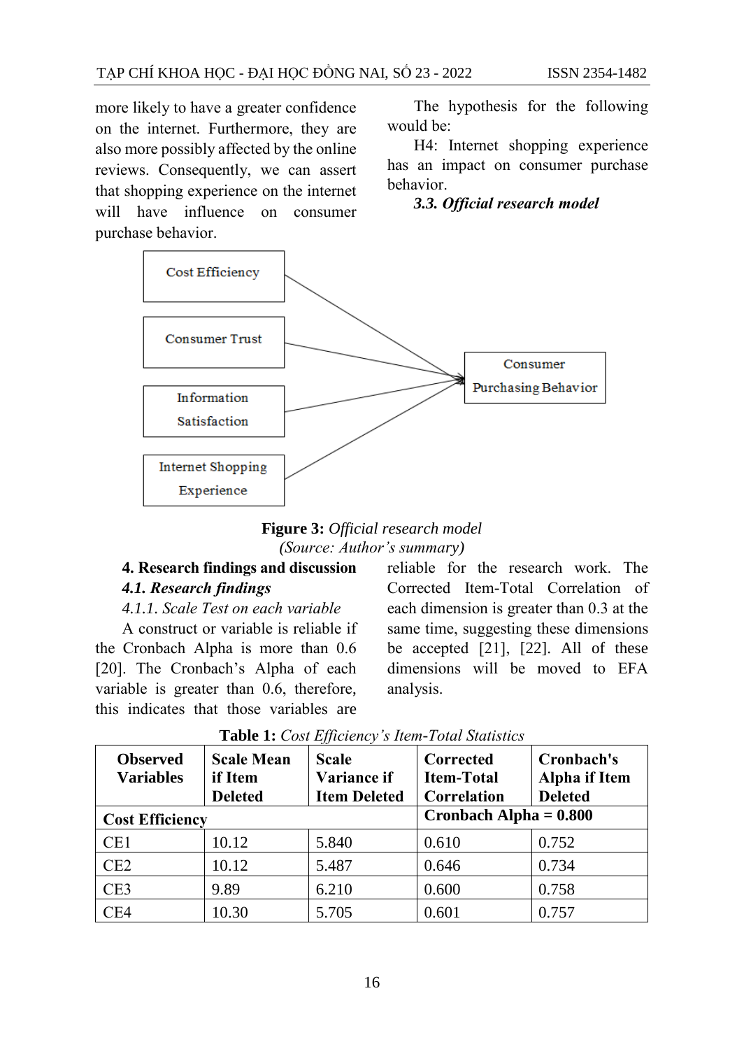more likely to have a greater confidence on the internet. Furthermore, they are also more possibly affected by the online reviews. Consequently, we can assert that shopping experience on the internet will have influence on consumer purchase behavior.

The hypothesis for the following would be:

H4: Internet shopping experience has an impact on consumer purchase behavior.

### *3.3. Official research model*

Cost Efficiency

Consumer Trust

Information Satisfaction

Internet Shopping Experience

Consumer Purchasing Behavior

**Figure 3:** *Official research model*
*(Source: Author's summary)*

## 4. Research findings and discussion

### *4.1. Research findings*

*4.1.1. Scale Test on each variable*

A construct or variable is reliable if the Cronbach Alpha is more than 0.6 [20]. The Cronbach's Alpha of each variable is greater than 0.6, therefore, this indicates that those variables are reliable for the research work. The Corrected Item-Total Correlation of each dimension is greater than 0.3 at the same time, suggesting these dimensions be accepted [21], [22]. All of these dimensions will be moved to EFA analysis.

**Table 1:** *Cost Efficiency's Item-Total Statistics*

| Observed Variables | Scale Mean if Item Deleted | Scale Variance if Item Deleted | Corrected Item-Total Correlation | Cronbach's Alpha if Item Deleted |
|---|---|---|---|---|
| **Cost Efficiency** | | | **Cronbach Alpha = 0.800** | |
| CE1 | 10.12 | 5.840 | 0.610 | 0.752 |
| CE2 | 10.12 | 5.487 | 0.646 | 0.734 |
| CE3 | 9.89 | 6.210 | 0.600 | 0.758 |
| CE4 | 10.30 | 5.705 | 0.601 | 0.757 |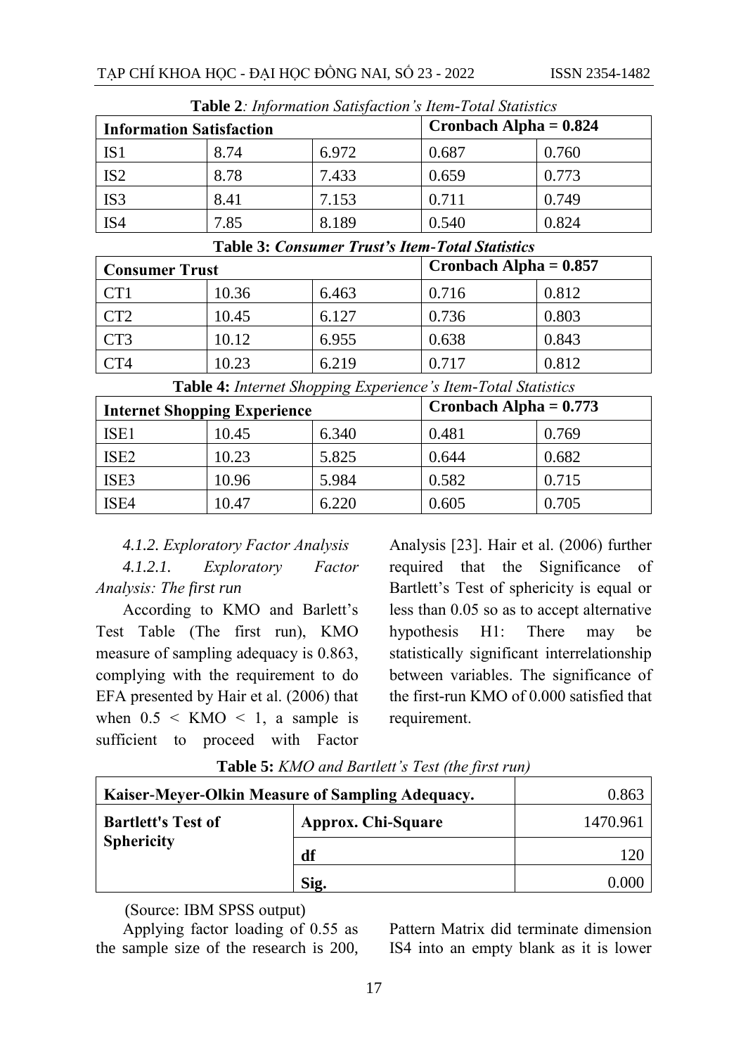**Table 2**: *Information Satisfaction's Item-Total Statistics*

| Information Satisfaction | | | Cronbach Alpha = 0.824 | |
|---|---|---|---|---|
| IS1 | 8.74 | 6.972 | 0.687 | 0.760 |
| IS2 | 8.78 | 7.433 | 0.659 | 0.773 |
| IS3 | 8.41 | 7.153 | 0.711 | 0.749 |
| IS4 | 7.85 | 8.189 | 0.540 | 0.824 |

**Table 3:** ***Consumer Trust's Item-Total Statistics***

| Consumer Trust | | | Cronbach Alpha = 0.857 | |
|---|---|---|---|---|
| CT1 | 10.36 | 6.463 | 0.716 | 0.812 |
| CT2 | 10.45 | 6.127 | 0.736 | 0.803 |
| CT3 | 10.12 | 6.955 | 0.638 | 0.843 |
| CT4 | 10.23 | 6.219 | 0.717 | 0.812 |

**Table 4:** *Internet Shopping Experience's Item-Total Statistics*

| Internet Shopping Experience | | | Cronbach Alpha = 0.773 | |
|---|---|---|---|---|
| ISE1 | 10.45 | 6.340 | 0.481 | 0.769 |
| ISE2 | 10.23 | 5.825 | 0.644 | 0.682 |
| ISE3 | 10.96 | 5.984 | 0.582 | 0.715 |
| ISE4 | 10.47 | 6.220 | 0.605 | 0.705 |

#### *4.1.2. Exploratory Factor Analysis*

##### *4.1.2.1. Exploratory Factor Analysis: The first run*

According to KMO and Barlett's Test Table (The first run), KMO measure of sampling adequacy is 0.863, complying with the requirement to do EFA presented by Hair et al. (2006) that when $0.5 < KMO < 1$, a sample is sufficient to proceed with Factor Analysis [23]. Hair et al. (2006) further required that the Significance of Bartlett's Test of sphericity is equal or less than 0.05 so as to accept alternative hypothesis H1: There may be statistically significant interrelationship between variables. The significance of the first-run KMO of 0.000 satisfied that requirement.

**Table 5:** *KMO and Bartlett's Test (the first run)*

| Kaiser-Meyer-Olkin Measure of Sampling Adequacy. | | 0.863 |
|---|---|---|
| **Bartlett's Test of Sphericity** | **Approx. Chi-Square** | 1470.961 |
| | **df** | 120 |
| | **Sig.** | 0.000 |

(Source: IBM SPSS output)

Applying factor loading of 0.55 as the sample size of the research is 200, Pattern Matrix did terminate dimension IS4 into an empty blank as it is lower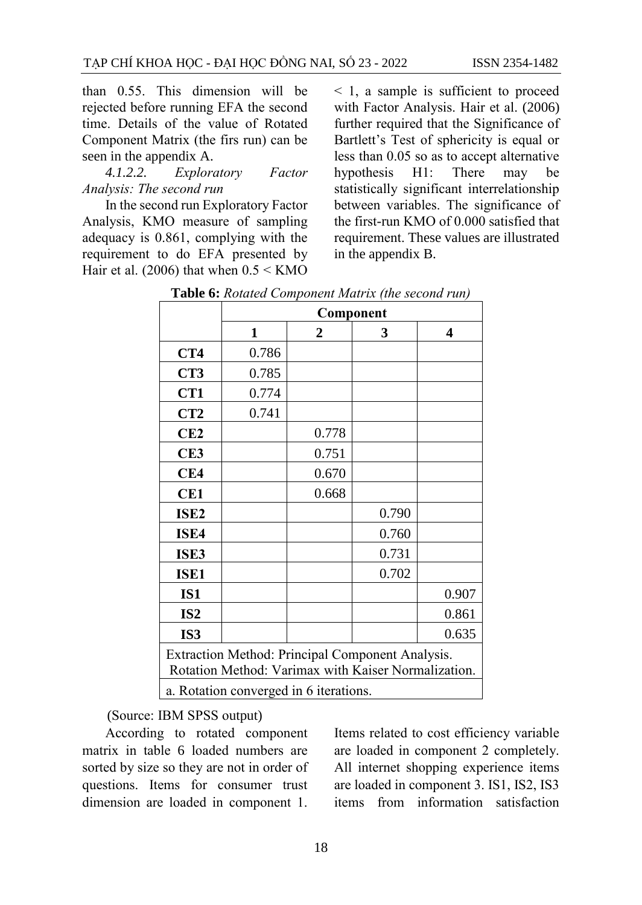than 0.55. This dimension will be rejected before running EFA the second time. Details of the value of Rotated Component Matrix (the firs run) can be seen in the appendix A.

*4.1.2.2. Exploratory Factor Analysis: The second run*

In the second run Exploratory Factor Analysis, KMO measure of sampling adequacy is 0.861, complying with the requirement to do EFA presented by Hair et al. (2006) that when 0.5 < KMO < 1, a sample is sufficient to proceed with Factor Analysis. Hair et al. (2006) further required that the Significance of Bartlett's Test of sphericity is equal or less than 0.05 so as to accept alternative hypothesis H1: There may be statistically significant interrelationship between variables. The significance of the first-run KMO of 0.000 satisfied that requirement. These values are illustrated in the appendix B.

**Table 6:** *Rotated Component Matrix (the second run)*

| | Component | | | |
|---|---|---|---|---|
| | **1** | **2** | **3** | **4** |
| **CT4** | 0.786 | | | |
| **CT3** | 0.785 | | | |
| **CT1** | 0.774 | | | |
| **CT2** | 0.741 | | | |
| **CE2** | | 0.778 | | |
| **CE3** | | 0.751 | | |
| **CE4** | | 0.670 | | |
| **CE1** | | 0.668 | | |
| **ISE2** | | | 0.790 | |
| **ISE4** | | | 0.760 | |
| **ISE3** | | | 0.731 | |
| **ISE1** | | | 0.702 | |
| **IS1** | | | | 0.907 |
| **IS2** | | | | 0.861 |
| **IS3** | | | | 0.635 |
| Extraction Method: Principal Component Analysis. Rotation Method: Varimax with Kaiser Normalization. | | | | |
| a. Rotation converged in 6 iterations. | | | | |

(Source: IBM SPSS output)

According to rotated component matrix in table 6 loaded numbers are sorted by size so they are not in order of questions. Items for consumer trust dimension are loaded in component 1. Items related to cost efficiency variable are loaded in component 2 completely. All internet shopping experience items are loaded in component 3. IS1, IS2, IS3 items from information satisfaction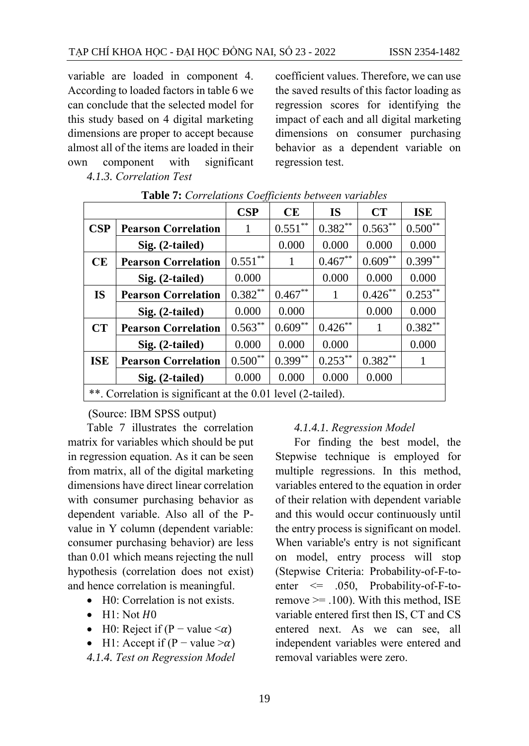variable are loaded in component 4. According to loaded factors in table 6 we can conclude that the selected model for this study based on 4 digital marketing dimensions are proper to accept because almost all of the items are loaded in their own component with significant coefficient values. Therefore, we can use the saved results of this factor loading as regression scores for identifying the impact of each and all digital marketing dimensions on consumer purchasing behavior as a dependent variable on regression test.

*4.1.3. Correlation Test*

**Table 7:** *Correlations Coefficients between variables*

| | | CSP | CE | IS | CT | ISE |
|---|---|---|---|---|---|---|
| **CSP** | **Pearson Correlation** | 1 | 0.551** | 0.382** | 0.563** | 0.500** |
| | **Sig. (2-tailed)** | | 0.000 | 0.000 | 0.000 | 0.000 |
| **CE** | **Pearson Correlation** | 0.551** | 1 | 0.467** | 0.609** | 0.399** |
| | **Sig. (2-tailed)** | 0.000 | | 0.000 | 0.000 | 0.000 |
| **IS** | **Pearson Correlation** | 0.382** | 0.467** | 1 | 0.426** | 0.253** |
| | **Sig. (2-tailed)** | 0.000 | 0.000 | | 0.000 | 0.000 |
| **CT** | **Pearson Correlation** | 0.563** | 0.609** | 0.426** | 1 | 0.382** |
| | **Sig. (2-tailed)** | 0.000 | 0.000 | 0.000 | | 0.000 |
| **ISE** | **Pearson Correlation** | 0.500** | 0.399** | 0.253** | 0.382** | 1 |
| | **Sig. (2-tailed)** | 0.000 | 0.000 | 0.000 | 0.000 | |

**. Correlation is significant at the 0.01 level (2-tailed).

(Source: IBM SPSS output)

Table 7 illustrates the correlation matrix for variables which should be put in regression equation. As it can be seen from matrix, all of the digital marketing dimensions have direct linear correlation with consumer purchasing behavior as dependent variable. Also all of the P-value in Y column (dependent variable: consumer purchasing behavior) are less than 0.01 which means rejecting the null hypothesis (correlation does not exist) and hence correlation is meaningful.

- H0: Correlation is not exists.
- H1: Not $H0$
- H0: Reject if $(\text{P} - \text{value} < \alpha)$
- H1: Accept if $(\text{P} - \text{value} > \alpha)$

*4.1.4. Test on Regression Model*

*4.1.4.1. Regression Model*

For finding the best model, the Stepwise technique is employed for multiple regressions. In this method, variables entered to the equation in order of their relation with dependent variable and this would occur continuously until the entry process is significant on model. When variable's entry is not significant on model, entry process will stop (Stepwise Criteria: Probability-of-F-to-enter <= .050, Probability-of-F-to-remove >= .100). With this method, ISE variable entered first then IS, CT and CS entered next. As we can see, all independent variables were entered and removal variables were zero.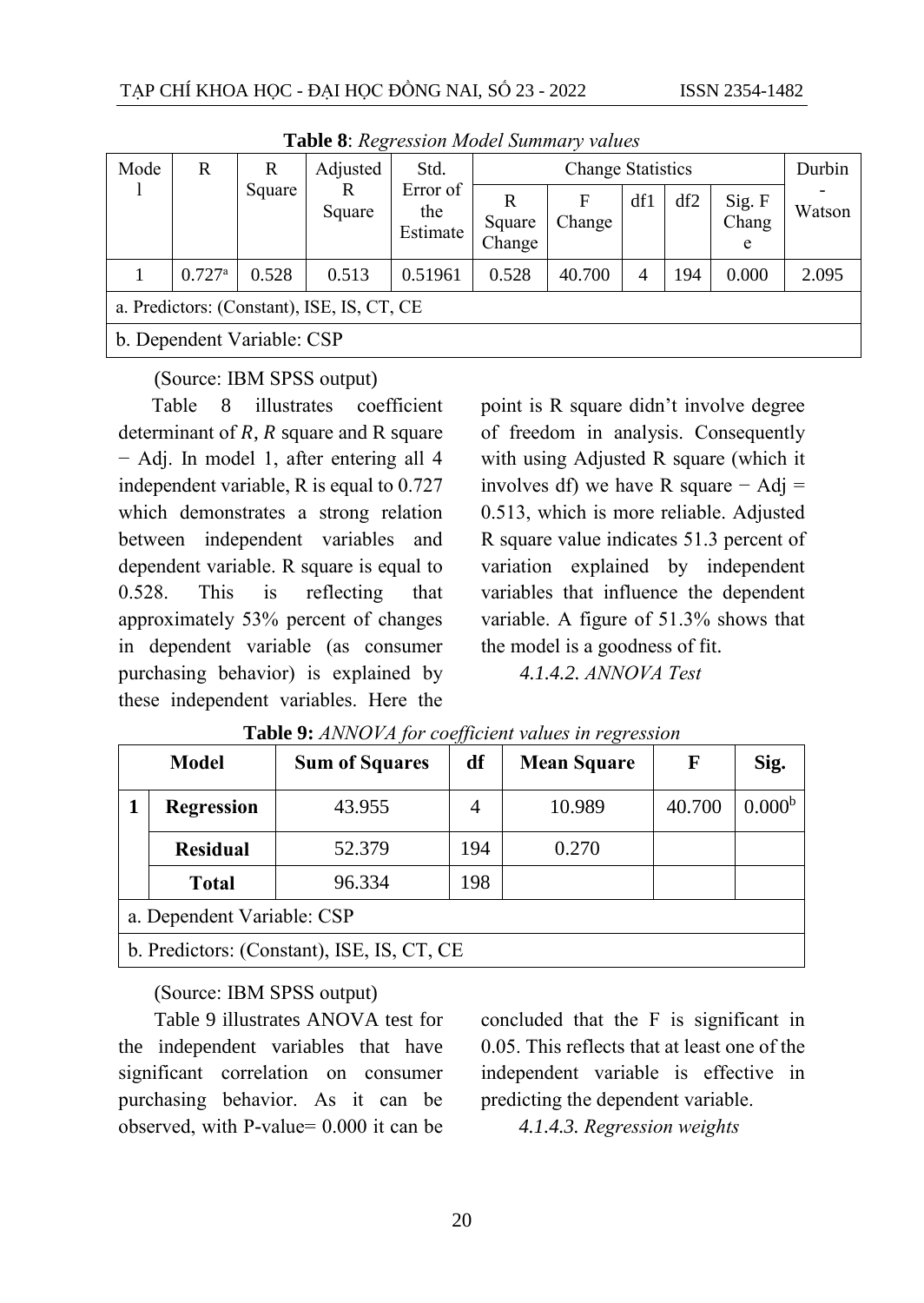**Table 8**: *Regression Model Summary values*

| Model | R | R Square | Adjusted R Square | Std. Error of the Estimate | Change Statistics | | | | | Durbin - Watson |
|---|---|---|---|---|---|---|---|---|---|---|
| | | | | | R Square Change | F Change | df1 | df2 | Sig. F Change | |
| 1 | 0.727[a] | 0.528 | 0.513 | 0.51961 | 0.528 | 40.700 | 4 | 194 | 0.000 | 2.095 |
| a. Predictors: (Constant), ISE, IS, CT, CE | | | | | | | | | | |
| b. Dependent Variable: CSP | | | | | | | | | | |

(Source: IBM SPSS output)

Table 8 illustrates coefficient determinant of *R*, *R* square and R square − Adj. In model 1, after entering all 4 independent variable, R is equal to 0.727 which demonstrates a strong relation between independent variables and dependent variable. R square is equal to 0.528. This is reflecting that approximately 53% percent of changes in dependent variable (as consumer purchasing behavior) is explained by these independent variables. Here the point is R square didn't involve degree of freedom in analysis. Consequently with using Adjusted R square (which it involves df) we have R square − Adj = 0.513, which is more reliable. Adjusted R square value indicates 51.3 percent of variation explained by independent variables that influence the dependent variable. A figure of 51.3% shows that the model is a goodness of fit.

*4.1.4.2. ANNOVA Test*

**Table 9:** *ANNOVA for coefficient values in regression*

| Model | | Sum of Squares | df | Mean Square | F | Sig. |
|---|---|---|---|---|---|---|
| 1 | **Regression** | 43.955 | 4 | 10.989 | 40.700 | 0.000[b] |
| | **Residual** | 52.379 | 194 | 0.270 | | |
| | **Total** | 96.334 | 198 | | | |
| a. Dependent Variable: CSP | | | | | | |
| b. Predictors: (Constant), ISE, IS, CT, CE | | | | | | |

(Source: IBM SPSS output)

Table 9 illustrates ANOVA test for the independent variables that have significant correlation on consumer purchasing behavior. As it can be observed, with P-value= 0.000 it can be concluded that the F is significant in 0.05. This reflects that at least one of the independent variable is effective in predicting the dependent variable.

*4.1.4.3. Regression weights*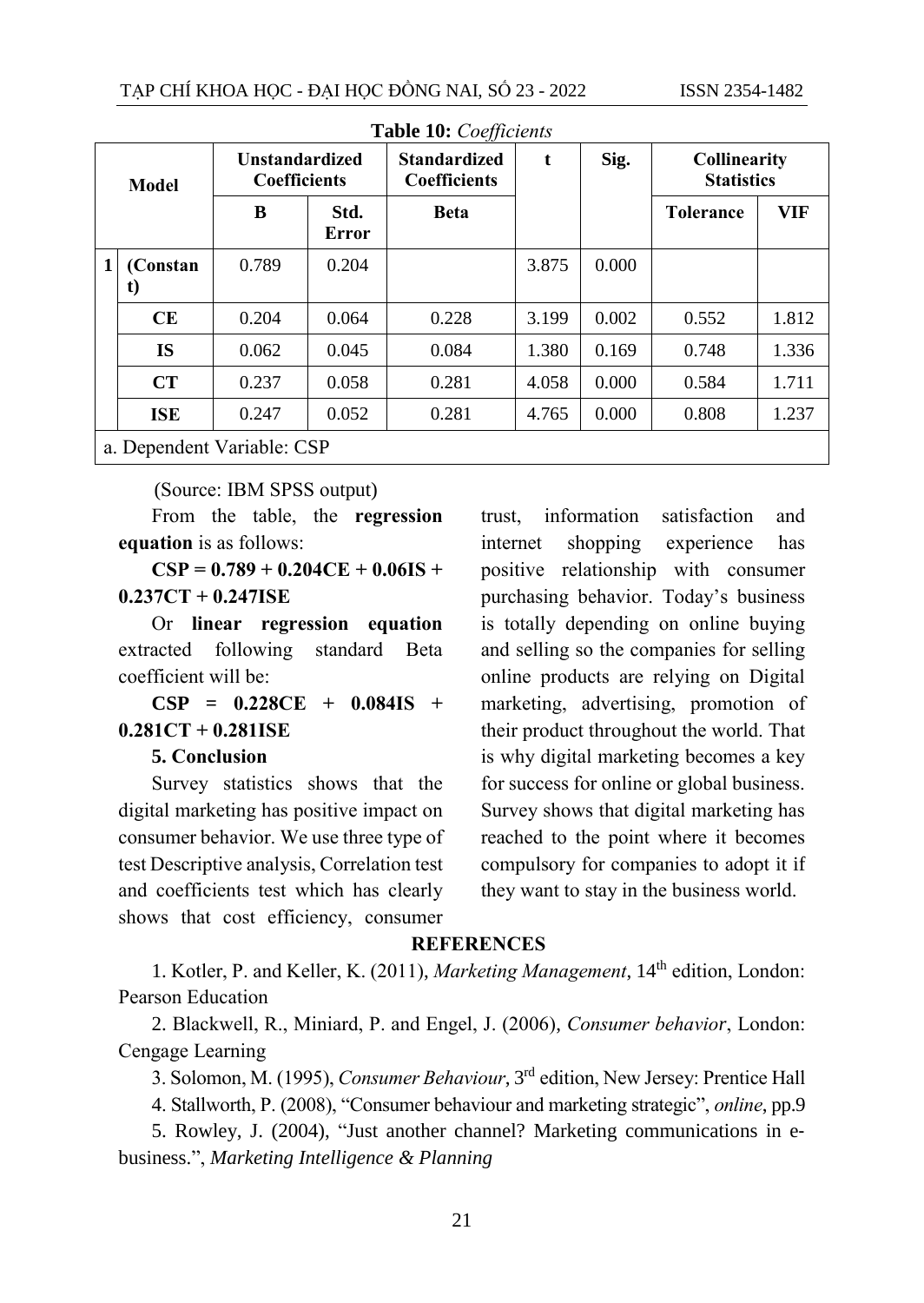**Table 10:** *Coefficients*

| Model | | Unstandardized Coefficients | | Standardized Coefficients | t | Sig. | Collinearity Statistics | |
|---|---|---|---|---|---|---|---|---|
| | | B | Std. Error | Beta | | | Tolerance | VIF |
| 1 | (Constant) | 0.789 | 0.204 | | 3.875 | 0.000 | | |
| | CE | 0.204 | 0.064 | 0.228 | 3.199 | 0.002 | 0.552 | 1.812 |
| | IS | 0.062 | 0.045 | 0.084 | 1.380 | 0.169 | 0.748 | 1.336 |
| | CT | 0.237 | 0.058 | 0.281 | 4.058 | 0.000 | 0.584 | 1.711 |
| | ISE | 0.247 | 0.052 | 0.281 | 4.765 | 0.000 | 0.808 | 1.237 |

a. Dependent Variable: CSP

(Source: IBM SPSS output)

From the table, the **regression equation** is as follows:

$$CSP = 0.789 + 0.204CE + 0.06IS + 0.237CT + 0.247ISE$$

Or **linear regression equation** extracted following standard Beta coefficient will be:

$$CSP = 0.228CE + 0.084IS + 0.281CT + 0.281ISE$$

### 5. Conclusion

Survey statistics shows that the digital marketing has positive impact on consumer behavior. We use three type of test Descriptive analysis, Correlation test and coefficients test which has clearly shows that cost efficiency, consumer trust, information satisfaction and internet shopping experience has positive relationship with consumer purchasing behavior. Today's business is totally depending on online buying and selling so the companies for selling online products are relying on Digital marketing, advertising, promotion of their product throughout the world. That is why digital marketing becomes a key for success for online or global business. Survey shows that digital marketing has reached to the point where it becomes compulsory for companies to adopt it if they want to stay in the business world.

### REFERENCES

1. Kotler, P. and Keller, K. (2011), *Marketing Management*, 14th edition, London: Pearson Education

2. Blackwell, R., Miniard, P. and Engel, J. (2006), *Consumer behavior*, London: Cengage Learning

3. Solomon, M. (1995), *Consumer Behaviour*, 3rd edition, New Jersey: Prentice Hall

4. Stallworth, P. (2008), "Consumer behaviour and marketing strategic", *online*, pp.9

5. Rowley, J. (2004), "Just another channel? Marketing communications in e-business.", *Marketing Intelligence & Planning*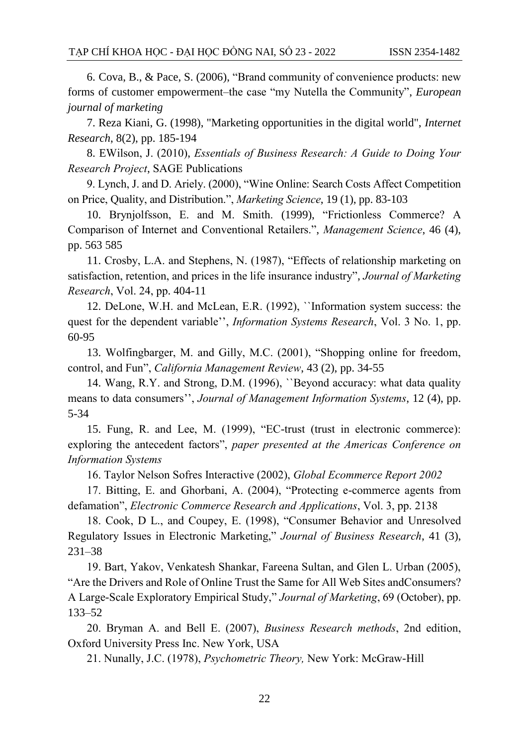6. Cova, B., & Pace, S. (2006), “Brand community of convenience products: new forms of customer empowerment–the case “my Nutella the Community”, *European journal of marketing*

7. Reza Kiani, G. (1998), "Marketing opportunities in the digital world", *Internet Research*, 8(2), pp. 185-194

8. EWilson, J. (2010), *Essentials of Business Research: A Guide to Doing Your Research Project*, SAGE Publications

9. Lynch, J. and D. Ariely. (2000), “Wine Online: Search Costs Affect Competition on Price, Quality, and Distribution.”, *Marketing Science*, 19 (1), pp. 83-103

10. Brynjolfsson, E. and M. Smith. (1999), “Frictionless Commerce? A Comparison of Internet and Conventional Retailers.”, *Management Science*, 46 (4), pp. 563 585

11. Crosby, L.A. and Stephens, N. (1987), “Effects of relationship marketing on satisfaction, retention, and prices in the life insurance industry”, *Journal of Marketing Research*, Vol. 24, pp. 404-11

12. DeLone, W.H. and McLean, E.R. (1992), ``Information system success: the quest for the dependent variable'', *Information Systems Research*, Vol. 3 No. 1, pp. 60-95

13. Wolfingbarger, M. and Gilly, M.C. (2001), “Shopping online for freedom, control, and Fun”, *California Management Review*, 43 (2), pp. 34-55

14. Wang, R.Y. and Strong, D.M. (1996), ``Beyond accuracy: what data quality means to data consumers'', *Journal of Management Information Systems*, 12 (4), pp. 5-34

15. Fung, R. and Lee, M. (1999), “EC-trust (trust in electronic commerce): exploring the antecedent factors”, *paper presented at the Americas Conference on Information Systems*

16. Taylor Nelson Sofres Interactive (2002), *Global Ecommerce Report 2002*

17. Bitting, E. and Ghorbani, A. (2004), “Protecting e-commerce agents from defamation”, *Electronic Commerce Research and Applications*, Vol. 3, pp. 2138

18. Cook, D L., and Coupey, E. (1998), “Consumer Behavior and Unresolved Regulatory Issues in Electronic Marketing,” *Journal of Business Research*, 41 (3), 231–38

19. Bart, Yakov, Venkatesh Shankar, Fareena Sultan, and Glen L. Urban (2005), “Are the Drivers and Role of Online Trust the Same for All Web Sites andConsumers? A Large-Scale Exploratory Empirical Study,” *Journal of Marketing*, 69 (October), pp. 133–52

20. Bryman A. and Bell E. (2007), *Business Research methods*, 2nd edition, Oxford University Press Inc. New York, USA

21. Nunally, J.C. (1978), *Psychometric Theory,* New York: McGraw-Hill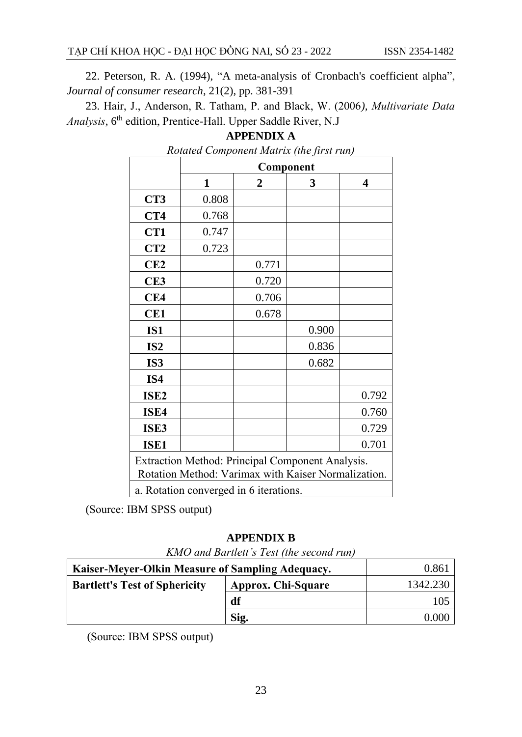22. Peterson, R. A. (1994), "A meta-analysis of Cronbach's coefficient alpha", *Journal of consumer research*, 21(2), pp. 381-391

23. Hair, J., Anderson, R. Tatham, P. and Black, W. (2006*), Multivariate Data Analysis*, 6th edition, Prentice-Hall. Upper Saddle River, N.J

## APPENDIX A

*Rotated Component Matrix (the first run)*

| | Component | | | |
|---|---|---|---|---|
| | **1** | **2** | **3** | **4** |
| **CT3** | 0.808 | | | |
| **CT4** | 0.768 | | | |
| **CT1** | 0.747 | | | |
| **CT2** | 0.723 | | | |
| **CE2** | | 0.771 | | |
| **CE3** | | 0.720 | | |
| **CE4** | | 0.706 | | |
| **CE1** | | 0.678 | | |
| **IS1** | | | 0.900 | |
| **IS2** | | | 0.836 | |
| **IS3** | | | 0.682 | |
| **IS4** | | | | |
| **ISE2** | | | | 0.792 |
| **ISE4** | | | | 0.760 |
| **ISE3** | | | | 0.729 |
| **ISE1** | | | | 0.701 |
| Extraction Method: Principal Component Analysis. Rotation Method: Varimax with Kaiser Normalization. | | | | |
| a. Rotation converged in 6 iterations. | | | | |

(Source: IBM SPSS output)

## APPENDIX B

*KMO and Bartlett's Test (the second run)*

| | | |
|---|---|---|
| **Kaiser-Meyer-Olkin Measure of Sampling Adequacy.** | | 0.861 |
| **Bartlett's Test of Sphericity** | **Approx. Chi-Square** | 1342.230 |
| | **df** | 105 |
| | **Sig.** | 0.000 |

(Source: IBM SPSS output)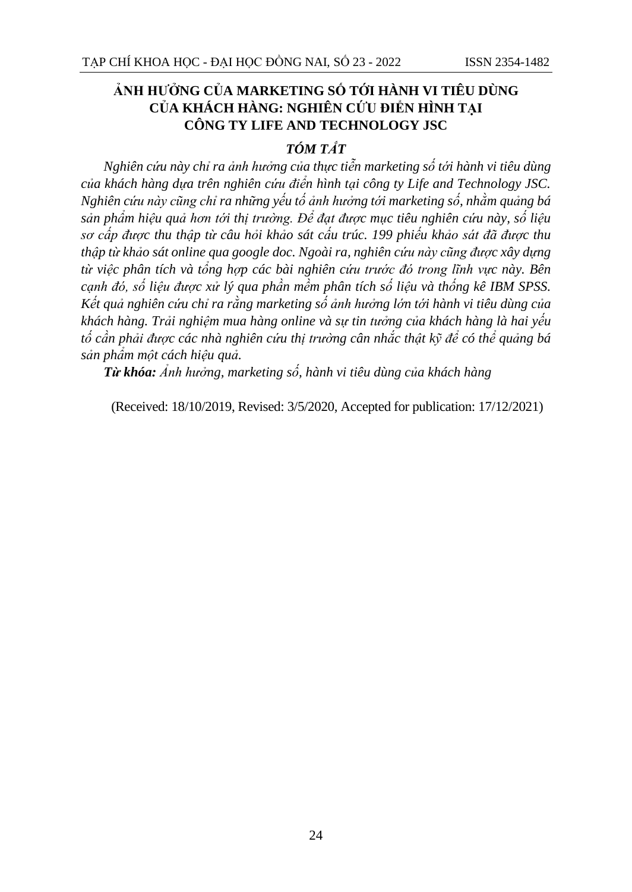# ẢNH HƯỞNG CỦA MARKETING SỐ TỚI HÀNH VI TIÊU DÙNG CỦA KHÁCH HÀNG: NGHIÊN CỨU ĐIỂN HÌNH TẠI CÔNG TY LIFE AND TECHNOLOGY JSC

## *TÓM TẮT*

*Nghiên cứu này chỉ ra ảnh hưởng của thực tiễn marketing số tới hành vi tiêu dùng của khách hàng dựa trên nghiên cứu điển hình tại công ty Life and Technology JSC. Nghiên cứu này cũng chỉ ra những yếu tố ảnh hưởng tới marketing số, nhằm quảng bá sản phẩm hiệu quả hơn tới thị trường. Để đạt được mục tiêu nghiên cứu này, số liệu sơ cấp được thu thập từ câu hỏi khảo sát cấu trúc. 199 phiếu khảo sát đã được thu thập từ khảo sát online qua google doc. Ngoài ra, nghiên cứu này cũng được xây dựng từ việc phân tích và tổng hợp các bài nghiên cứu trước đó trong lĩnh vực này. Bên cạnh đó, số liệu được xử lý qua phần mềm phân tích số liệu và thống kê IBM SPSS. Kết quả nghiên cứu chỉ ra rằng marketing số ảnh hưởng lớn tới hành vi tiêu dùng của khách hàng. Trải nghiệm mua hàng online và sự tin tưởng của khách hàng là hai yếu tố cần phải được các nhà nghiên cứu thị trường cân nhắc thật kỹ để có thể quảng bá sản phẩm một cách hiệu quả.*

***Từ khóa:*** *Ảnh hưởng, marketing số, hành vi tiêu dùng của khách hàng*

(Received: 18/10/2019, Revised: 3/5/2020, Accepted for publication: 17/12/2021)